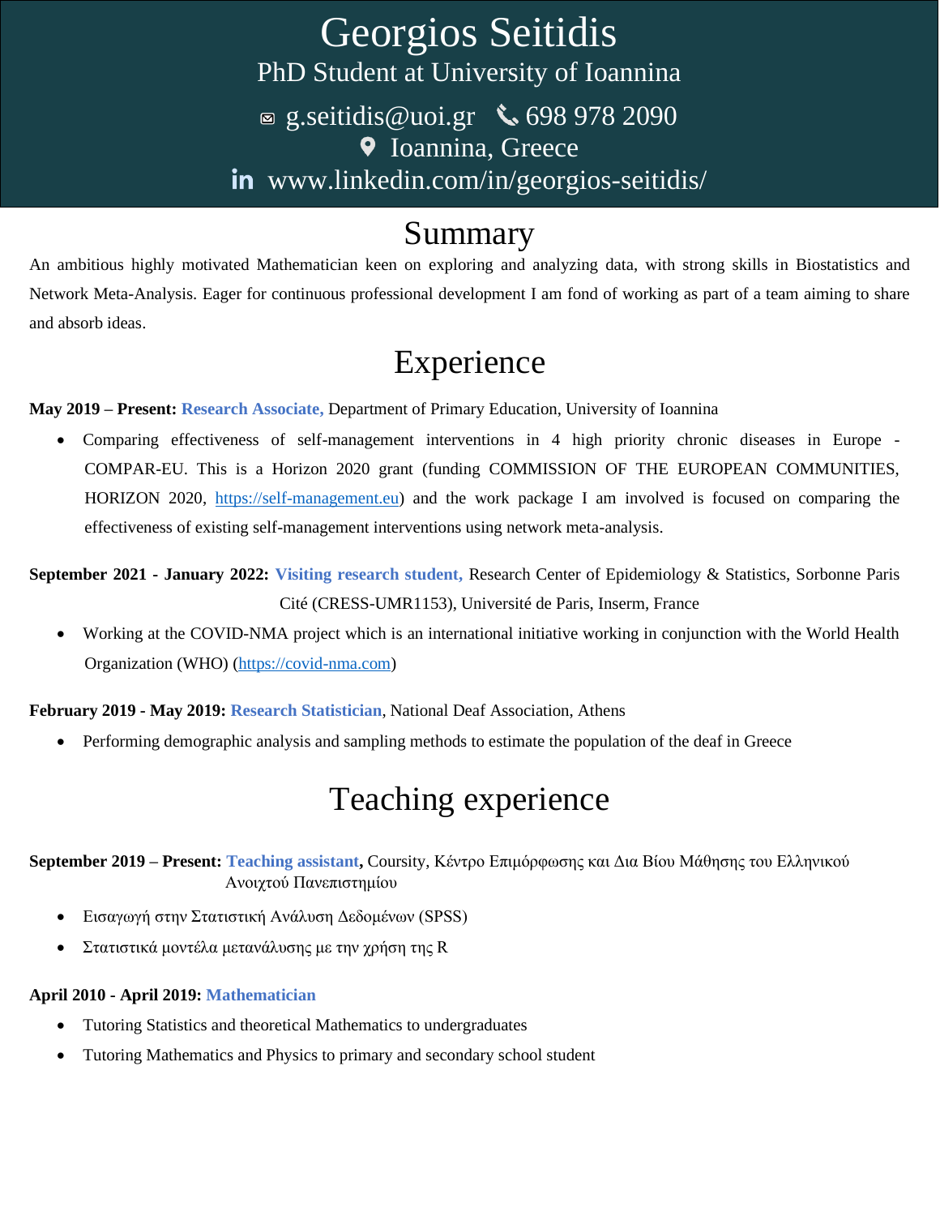# Georgios Seitidis

PhD Student at University of Ioannina

g.seitidis@uoi.gr 698 978 2090

Ioannina, Greece

www.linkedin.com/in/georgios-seitidis/

## Summary

An ambitious highly motivated Mathematician keen on exploring and analyzing data, with strong skills in Biostatistics and Network Meta-Analysis. Eager for continuous professional development I am fond of working as part of a team aiming to share and absorb ideas.

## Experience

**May 2019 – Present:** **Research Associate,** Department of Primary Education, University of Ioannina

- Comparing effectiveness of self-management interventions in 4 high priority chronic diseases in Europe - COMPAR-EU. This is a Horizon 2020 grant (funding COMMISSION OF THE EUROPEAN COMMUNITIES, HORIZON 2020, https://self-management.eu) and the work package I am involved is focused on comparing the effectiveness of existing self-management interventions using network meta-analysis.

**September 2021 - January 2022:** **Visiting research student,** Research Center of Epidemiology & Statistics, Sorbonne Paris Cité (CRESS-UMR1153), Université de Paris, Inserm, France

- Working at the COVID-NMA project which is an international initiative working in conjunction with the World Health Organization (WHO) (https://covid-nma.com)

**February 2019 - May 2019:** **Research Statistician**, National Deaf Association, Athens

- Performing demographic analysis and sampling methods to estimate the population of the deaf in Greece

## Teaching experience

**September 2019 – Present:** **Teaching assistant,** Coursity, Κέντρο Επιμόρφωσης και Δια Βίου Μάθησης του Ελληνικού Ανοιχτού Πανεπιστημίου

- Εισαγωγή στην Στατιστική Ανάλυση Δεδομένων (SPSS)
- Στατιστικά μοντέλα μετανάλυσης με την χρήση της R

**April 2010 - April 2019:** **Mathematician**

- Tutoring Statistics and theoretical Mathematics to undergraduates
- Tutoring Mathematics and Physics to primary and secondary school student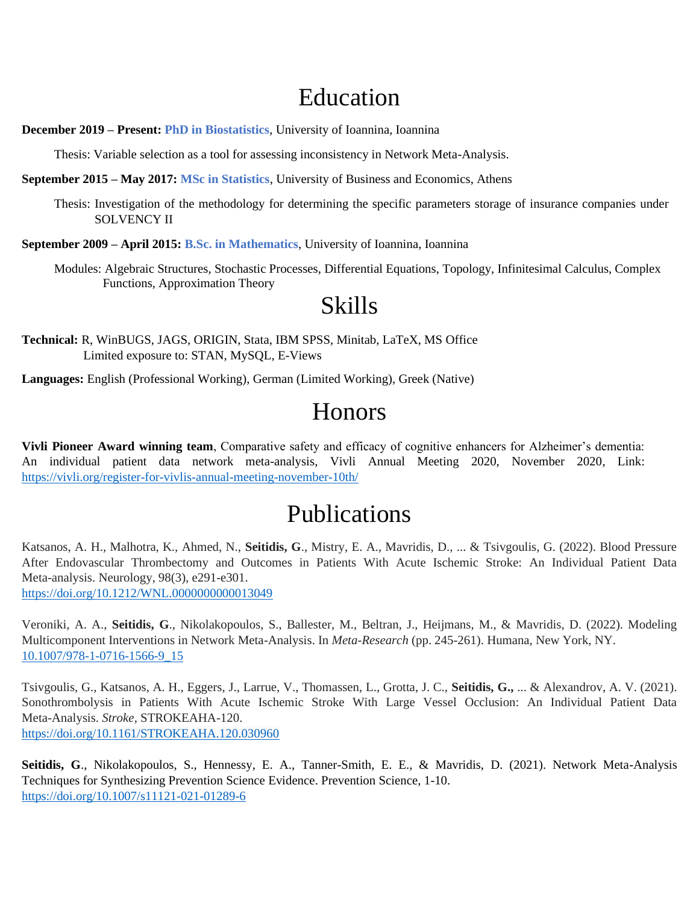# Education

**December 2019 – Present: PhD in Biostatistics**, University of Ioannina, Ioannina

Thesis: Variable selection as a tool for assessing inconsistency in Network Meta-Analysis.

**September 2015 – May 2017: MSc in Statistics**, University of Business and Economics, Athens

Thesis: Investigation of the methodology for determining the specific parameters storage of insurance companies under SOLVENCY II

**September 2009 – April 2015: B.Sc. in Mathematics**, University of Ioannina, Ioannina

Modules: Algebraic Structures, Stochastic Processes, Differential Equations, Topology, Infinitesimal Calculus, Complex Functions, Approximation Theory

# Skills

**Technical:** R, WinBUGS, JAGS, ORIGIN, Stata, IBM SPSS, Minitab, LaTeX, MS Office
Limited exposure to: STAN, MySQL, E-Views

**Languages:** English (Professional Working), German (Limited Working), Greek (Native)

# Honors

**Vivli Pioneer Award winning team**, Comparative safety and efficacy of cognitive enhancers for Alzheimer's dementia: An individual patient data network meta-analysis, Vivli Annual Meeting 2020, November 2020, Link: https://vivli.org/register-for-vivlis-annual-meeting-november-10th/

# Publications

Katsanos, A. H., Malhotra, K., Ahmed, N., **Seitidis, G**., Mistry, E. A., Mavridis, D., ... & Tsivgoulis, G. (2022). Blood Pressure After Endovascular Thrombectomy and Outcomes in Patients With Acute Ischemic Stroke: An Individual Patient Data Meta-analysis. Neurology, 98(3), e291-e301.
https://doi.org/10.1212/WNL.0000000000013049

Veroniki, A. A., **Seitidis, G**., Nikolakopoulos, S., Ballester, M., Beltran, J., Heijmans, M., & Mavridis, D. (2022). Modeling Multicomponent Interventions in Network Meta-Analysis. In *Meta-Research* (pp. 245-261). Humana, New York, NY.
10.1007/978-1-0716-1566-9_15

Tsivgoulis, G., Katsanos, A. H., Eggers, J., Larrue, V., Thomassen, L., Grotta, J. C., **Seitidis, G.,** ... & Alexandrov, A. V. (2021). Sonothrombolysis in Patients With Acute Ischemic Stroke With Large Vessel Occlusion: An Individual Patient Data Meta-Analysis. *Stroke*, STROKEAHA-120.
https://doi.org/10.1161/STROKEAHA.120.030960

**Seitidis, G**., Nikolakopoulos, S., Hennessy, E. A., Tanner-Smith, E. E., & Mavridis, D. (2021). Network Meta-Analysis Techniques for Synthesizing Prevention Science Evidence. Prevention Science, 1-10.
https://doi.org/10.1007/s11121-021-01289-6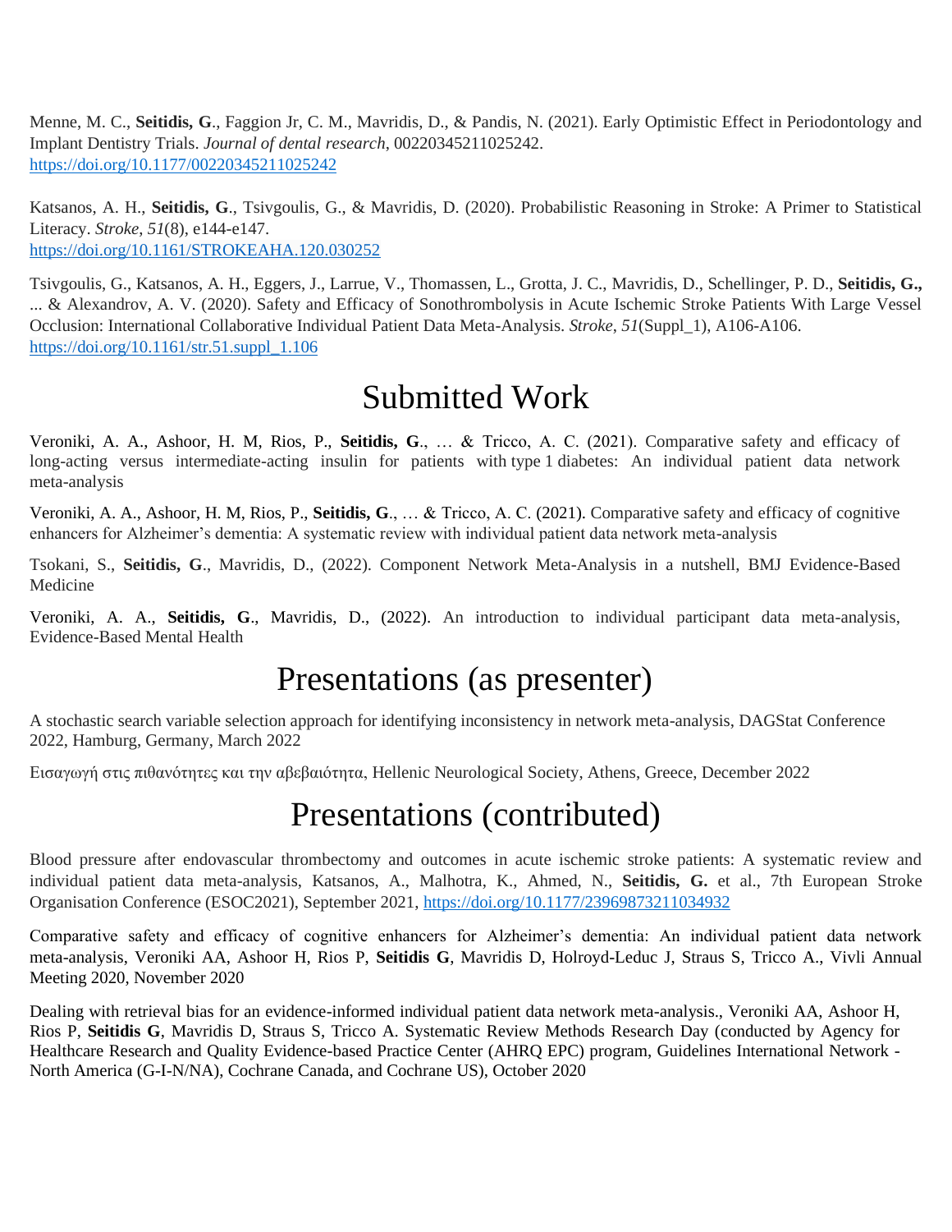Menne, M. C., **Seitidis, G**., Faggion Jr, C. M., Mavridis, D., & Pandis, N. (2021). Early Optimistic Effect in Periodontology and Implant Dentistry Trials. *Journal of dental research*, 00220345211025242. https://doi.org/10.1177/00220345211025242

Katsanos, A. H., **Seitidis, G**., Tsivgoulis, G., & Mavridis, D. (2020). Probabilistic Reasoning in Stroke: A Primer to Statistical Literacy. *Stroke*, *51*(8), e144-e147. https://doi.org/10.1161/STROKEAHA.120.030252

Tsivgoulis, G., Katsanos, A. H., Eggers, J., Larrue, V., Thomassen, L., Grotta, J. C., Mavridis, D., Schellinger, P. D., **Seitidis, G.,** ... & Alexandrov, A. V. (2020). Safety and Efficacy of Sonothrombolysis in Acute Ischemic Stroke Patients With Large Vessel Occlusion: International Collaborative Individual Patient Data Meta-Analysis. *Stroke*, *51*(Suppl_1), A106-A106. https://doi.org/10.1161/str.51.suppl_1.106

# Submitted Work

Veroniki, A. A., Ashoor, H. M, Rios, P., **Seitidis, G**., … & Tricco, A. C. (2021). Comparative safety and efficacy of long-acting versus intermediate-acting insulin for patients with type 1 diabetes: An individual patient data network meta-analysis

Veroniki, A. A., Ashoor, H. M, Rios, P., **Seitidis, G**., … & Tricco, A. C. (2021). Comparative safety and efficacy of cognitive enhancers for Alzheimer's dementia: A systematic review with individual patient data network meta-analysis

Tsokani, S., **Seitidis, G**., Mavridis, D., (2022). Component Network Meta-Analysis in a nutshell, BMJ Evidence-Based Medicine

Veroniki, A. A., **Seitidis, G**., Mavridis, D., (2022). An introduction to individual participant data meta-analysis, Evidence-Based Mental Health

# Presentations (as presenter)

A stochastic search variable selection approach for identifying inconsistency in network meta-analysis, DAGStat Conference 2022, Hamburg, Germany, March 2022

Εισαγωγή στις πιθανότητες και την αβεβαιότητα, Hellenic Neurological Society, Athens, Greece, December 2022

# Presentations (contributed)

Blood pressure after endovascular thrombectomy and outcomes in acute ischemic stroke patients: A systematic review and individual patient data meta-analysis, Katsanos, A., Malhotra, K., Ahmed, N., **Seitidis, G.** et al., 7th European Stroke Organisation Conference (ESOC2021), September 2021, https://doi.org/10.1177/23969873211034932

Comparative safety and efficacy of cognitive enhancers for Alzheimer's dementia: An individual patient data network meta-analysis, Veroniki AA, Ashoor H, Rios P, **Seitidis G**, Mavridis D, Holroyd-Leduc J, Straus S, Tricco A., Vivli Annual Meeting 2020, November 2020

Dealing with retrieval bias for an evidence-informed individual patient data network meta-analysis., Veroniki AA, Ashoor H, Rios P, **Seitidis G**, Mavridis D, Straus S, Tricco A. Systematic Review Methods Research Day (conducted by Agency for Healthcare Research and Quality Evidence-based Practice Center (AHRQ EPC) program, Guidelines International Network - North America (G-I-N/NA), Cochrane Canada, and Cochrane US), October 2020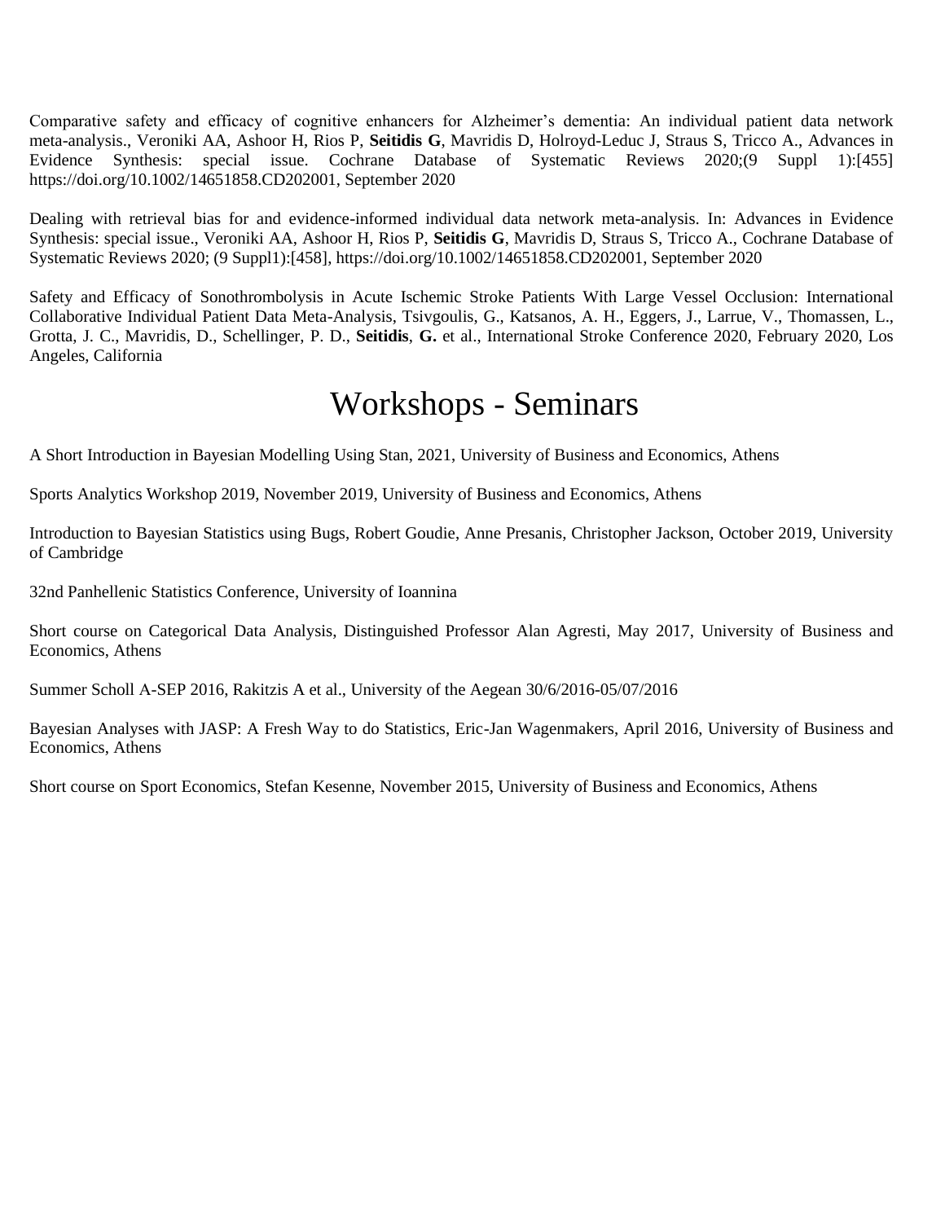Comparative safety and efficacy of cognitive enhancers for Alzheimer's dementia: An individual patient data network meta-analysis., Veroniki AA, Ashoor H, Rios P, **Seitidis G**, Mavridis D, Holroyd-Leduc J, Straus S, Tricco A., Advances in Evidence Synthesis: special issue. Cochrane Database of Systematic Reviews 2020;(9 Suppl 1):[455] https://doi.org/10.1002/14651858.CD202001, September 2020

Dealing with retrieval bias for and evidence-informed individual data network meta-analysis. In: Advances in Evidence Synthesis: special issue., Veroniki AA, Ashoor H, Rios P, **Seitidis G**, Mavridis D, Straus S, Tricco A., Cochrane Database of Systematic Reviews 2020; (9 Suppl1):[458], https://doi.org/10.1002/14651858.CD202001, September 2020

Safety and Efficacy of Sonothrombolysis in Acute Ischemic Stroke Patients With Large Vessel Occlusion: International Collaborative Individual Patient Data Meta-Analysis, Tsivgoulis, G., Katsanos, A. H., Eggers, J., Larrue, V., Thomassen, L., Grotta, J. C., Mavridis, D., Schellinger, P. D., **Seitidis**, **G.** et al., International Stroke Conference 2020, February 2020, Los Angeles, California

# Workshops - Seminars

A Short Introduction in Bayesian Modelling Using Stan, 2021, University of Business and Economics, Athens

Sports Analytics Workshop 2019, November 2019, University of Business and Economics, Athens

Introduction to Bayesian Statistics using Bugs, Robert Goudie, Anne Presanis, Christopher Jackson, October 2019, University of Cambridge

32nd Panhellenic Statistics Conference, University of Ioannina

Short course on Categorical Data Analysis, Distinguished Professor Alan Agresti, May 2017, University of Business and Economics, Athens

Summer Scholl A-SEP 2016, Rakitzis A et al., University of the Aegean 30/6/2016-05/07/2016

Bayesian Analyses with JASP: A Fresh Way to do Statistics, Eric-Jan Wagenmakers, April 2016, University of Business and Economics, Athens

Short course on Sport Economics, Stefan Kesenne, November 2015, University of Business and Economics, Athens